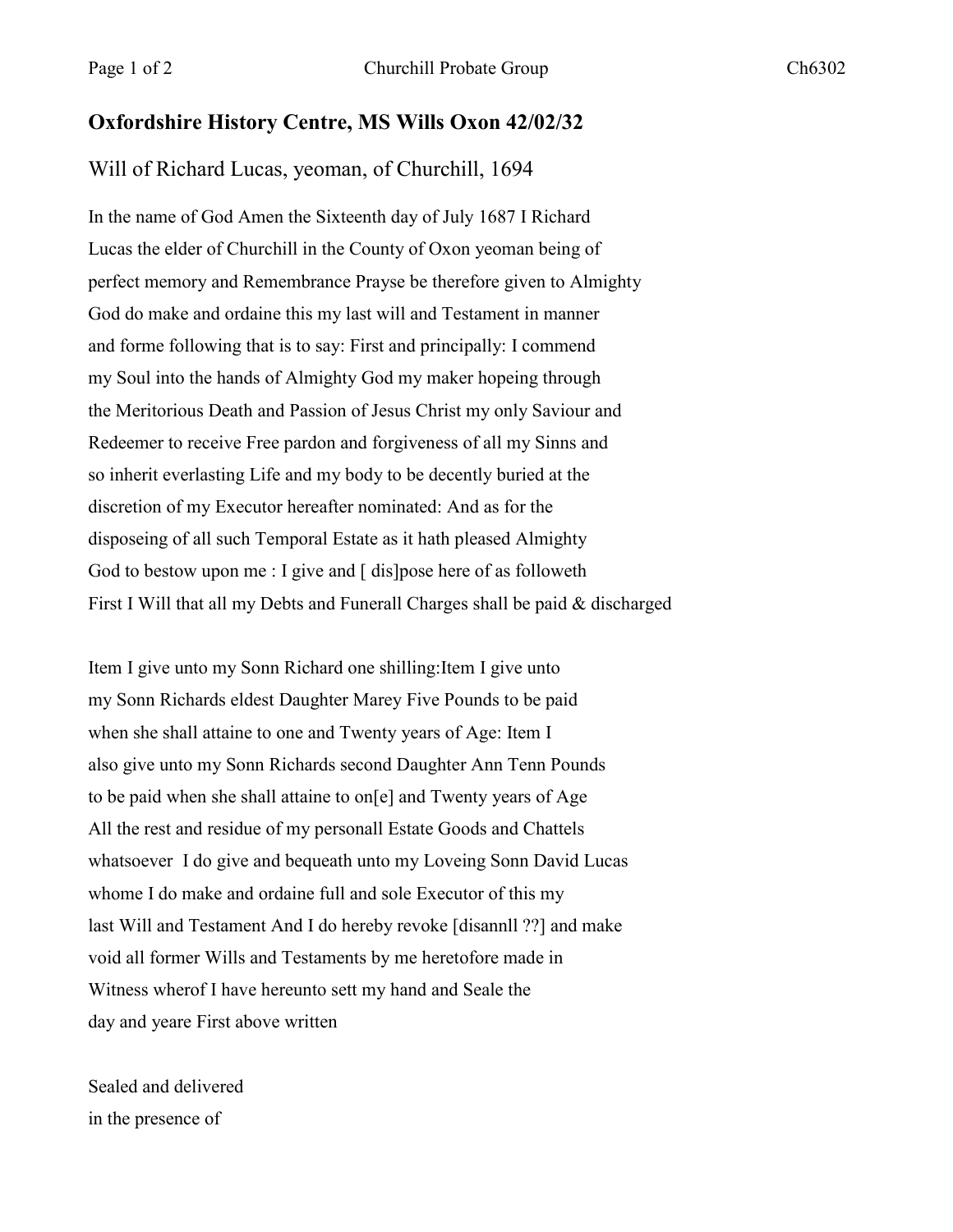## Oxfordshire History Centre, MS Wills Oxon 42/02/32

### Will of Richard Lucas, yeoman, of Churchill, 1694

In the name of God Amen the Sixteenth day of July 1687 I Richard
Lucas the elder of Churchill in the County of Oxon yeoman being of
perfect memory and Remembrance Prayse be therefore given to Almighty
God do make and ordaine this my last will and Testament in manner
and forme following that is to say: First and principally: I commend
my Soul into the hands of Almighty God my maker hopeing through
the Meritorious Death and Passion of Jesus Christ my only Saviour and
Redeemer to receive Free pardon and forgiveness of all my Sinns and
so inherit everlasting Life and my body to be decently buried at the
discretion of my Executor hereafter nominated: And as for the
disposeing of all such Temporal Estate as it hath pleased Almighty
God to bestow upon me : I give and [ dis]pose here of as followeth
First I Will that all my Debts and Funerall Charges shall be paid & discharged

Item I give unto my Sonn Richard one shilling:Item I give unto
my Sonn Richards eldest Daughter Marey Five Pounds to be paid
when she shall attaine to one and Twenty years of Age: Item I
also give unto my Sonn Richards second Daughter Ann Tenn Pounds
to be paid when she shall attaine to on[e] and Twenty years of Age
All the rest and residue of my personall Estate Goods and Chattels
whatsoever I do give and bequeath unto my Loveing Sonn David Lucas
whome I do make and ordaine full and sole Executor of this my
last Will and Testament And I do hereby revoke [disannll ??] and make
void all former Wills and Testaments by me heretofore made in
Witness wherof I have hereunto sett my hand and Seale the
day and yeare First above written

Sealed and delivered
in the presence of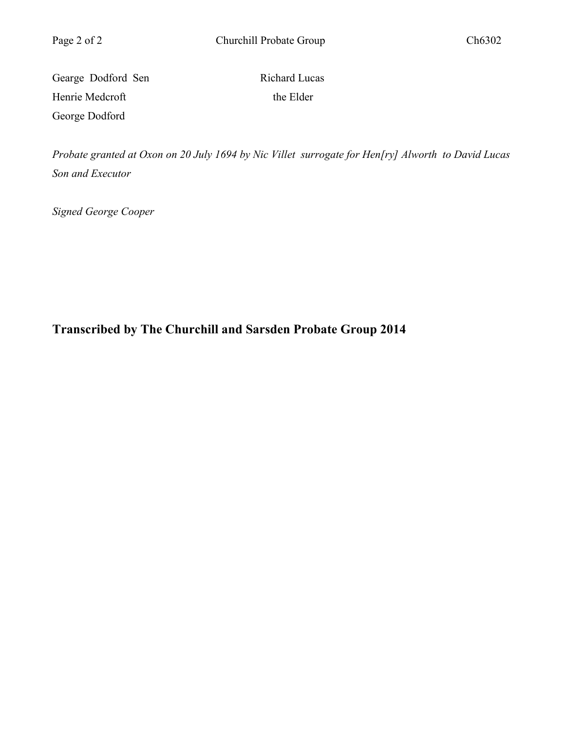Gearge  Dodford  Sen                                        Richard Lucas
Henrie Medcroft                                                   the Elder
George Dodford

*Probate granted at Oxon on 20 July 1694 by Nic Villet  surrogate for Hen[ry] Alworth  to David Lucas Son and Executor*

*Signed George Cooper*

**Transcribed by The Churchill and Sarsden Probate Group 2014**